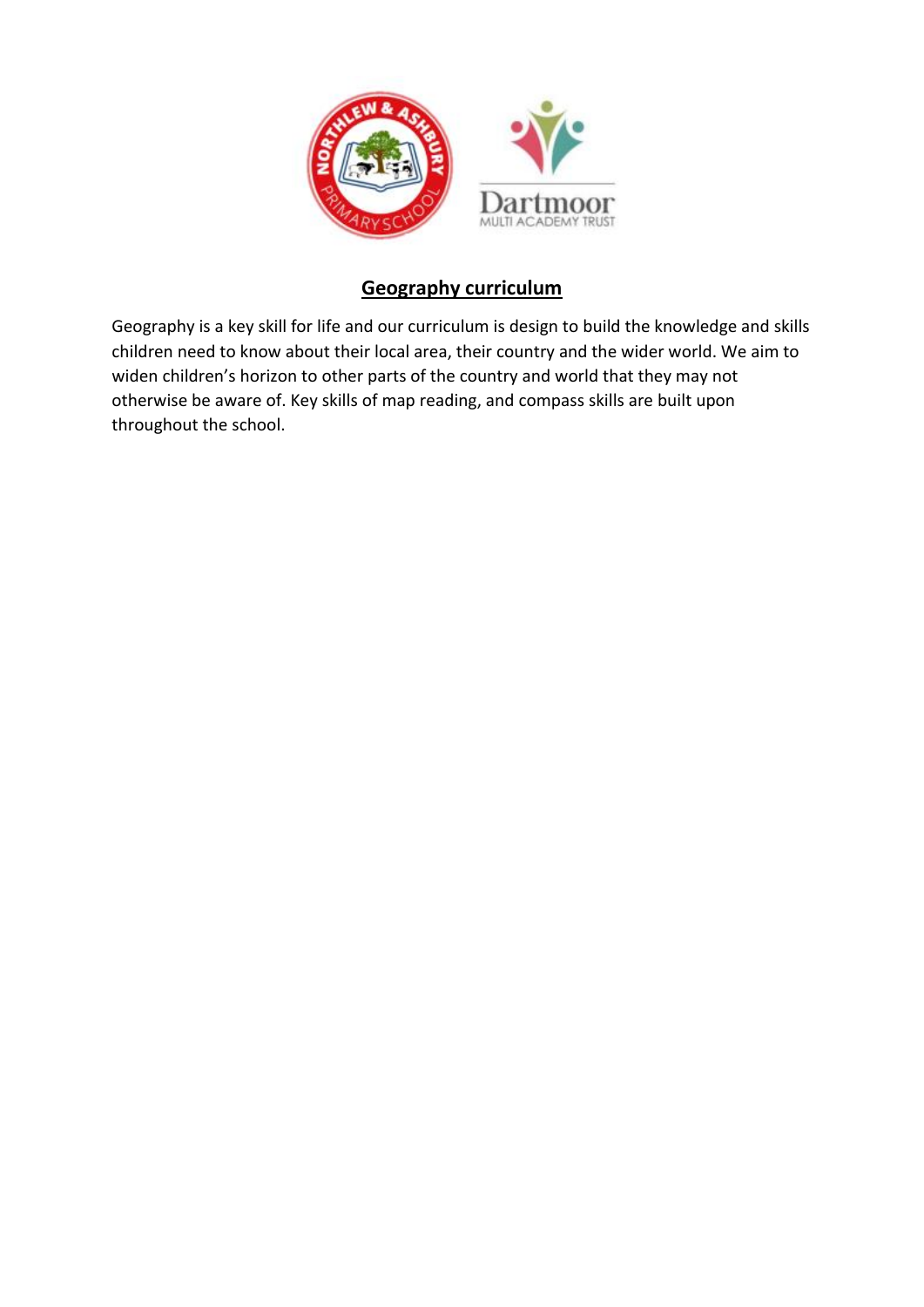# Geography curriculum

Geography is a key skill for life and our curriculum is design to build the knowledge and skills children need to know about their local area, their country and the wider world. We aim to widen children's horizon to other parts of the country and world that they may not otherwise be aware of. Key skills of map reading, and compass skills are built upon throughout the school.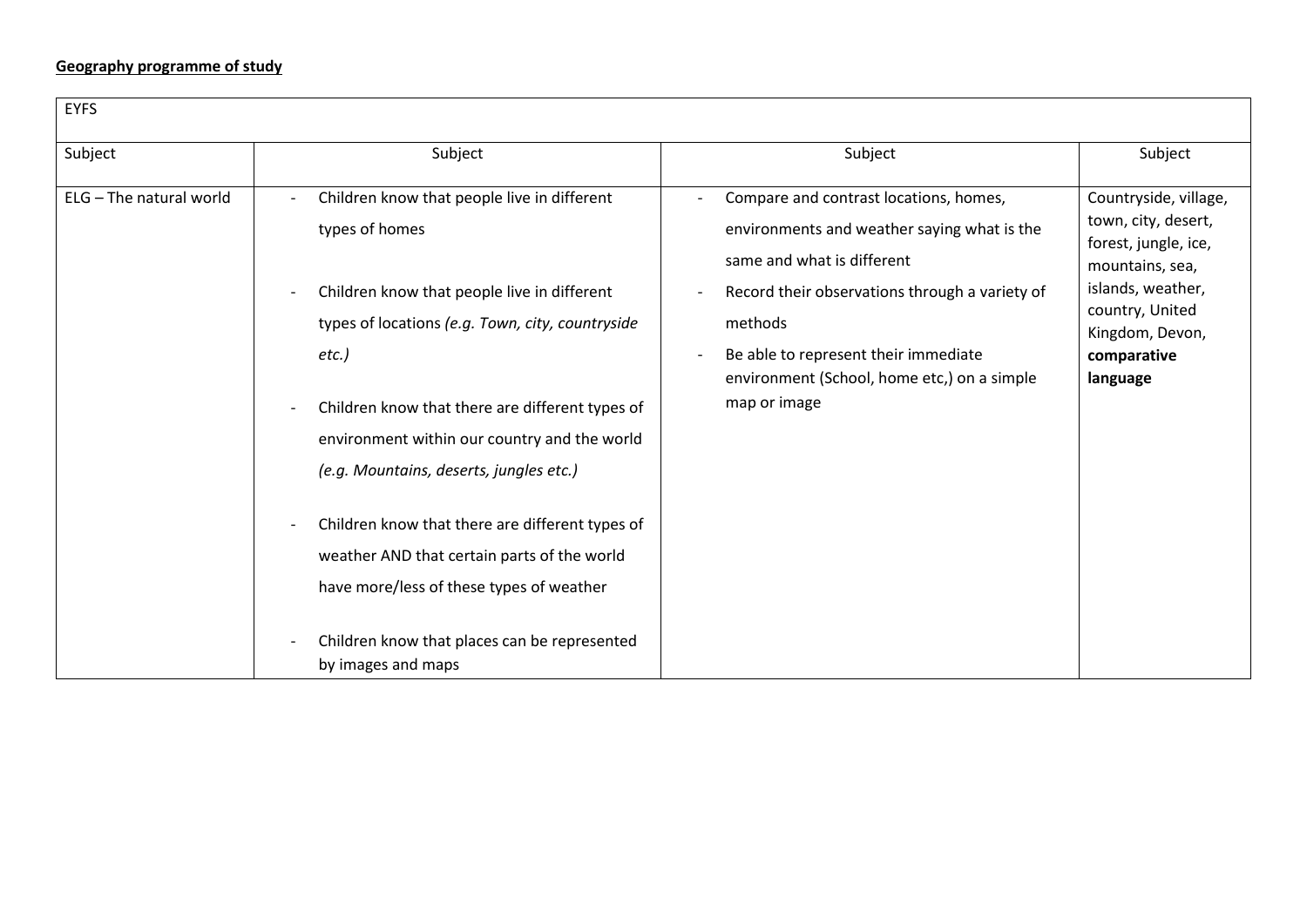**Geography programme of study**

| EYFS | | | |
|---|---|---|---|
| Subject | Subject | Subject | Subject |
| ELG – The natural world | - Children know that people live in different types of homes<br><br>- Children know that people live in different types of locations *(e.g. Town, city, countryside etc.)*<br><br>- Children know that there are different types of environment within our country and the world *(e.g. Mountains, deserts, jungles etc.)*<br><br>- Children know that there are different types of weather AND that certain parts of the world have more/less of these types of weather<br><br>- Children know that places can be represented by images and maps | - Compare and contrast locations, homes, environments and weather saying what is the same and what is different<br>- Record their observations through a variety of methods<br>- Be able to represent their immediate environment (School, home etc,) on a simple map or image | Countryside, village, town, city, desert, forest, jungle, ice, mountains, sea, islands, weather, country, United Kingdom, Devon, **comparative language** |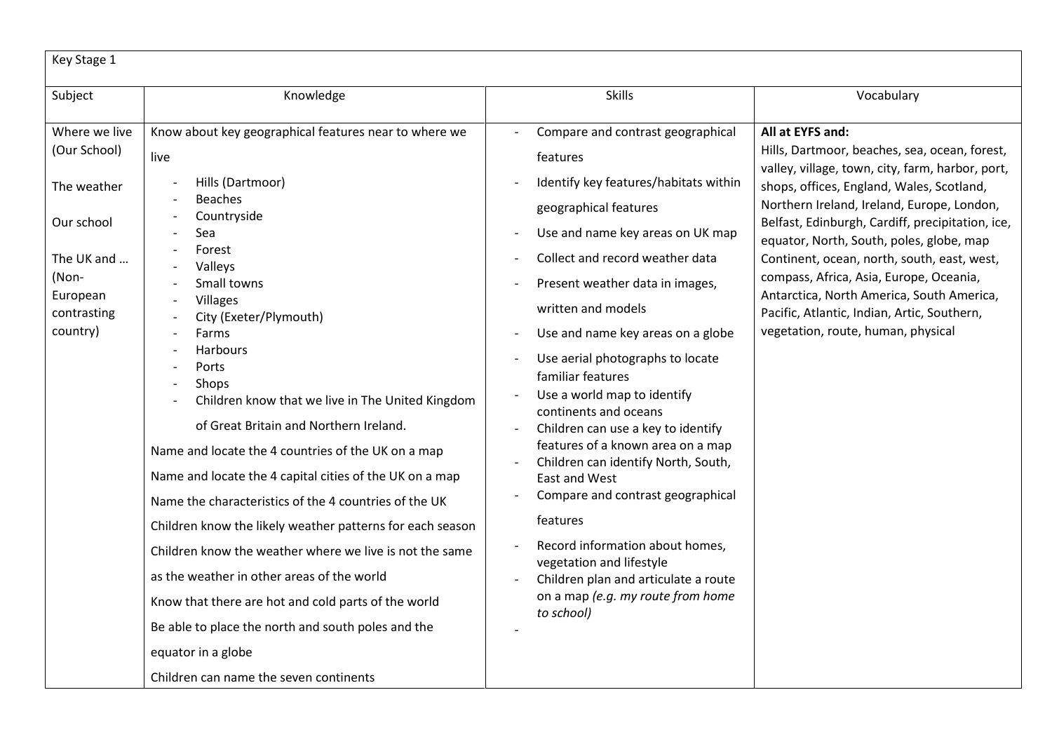| Key Stage 1 | | | |
|---|---|---|---|
| Subject | Knowledge | Skills | Vocabulary |
| Where we live (Our School)<br><br>The weather<br><br>Our school<br><br>The UK and … (Non-European contrasting country) | Know about key geographical features near to where we live<br>- Hills (Dartmoor)<br>- Beaches<br>- Countryside<br>- Sea<br>- Forest<br>- Valleys<br>- Small towns<br>- Villages<br>- City (Exeter/Plymouth)<br>- Farms<br>- Harbours<br>- Ports<br>- Shops<br>- Children know that we live in The United Kingdom of Great Britain and Northern Ireland.<br>Name and locate the 4 countries of the UK on a map<br>Name and locate the 4 capital cities of the UK on a map<br>Name the characteristics of the 4 countries of the UK<br>Children know the likely weather patterns for each season<br>Children know the weather where we live is not the same as the weather in other areas of the world<br>Know that there are hot and cold parts of the world<br>Be able to place the north and south poles and the equator in a globe<br>Children can name the seven continents | - Compare and contrast geographical features<br>- Identify key features/habitats within geographical features<br>- Use and name key areas on UK map<br>- Collect and record weather data<br>- Present weather data in images, written and models<br>- Use and name key areas on a globe<br>- Use aerial photographs to locate familiar features<br>- Use a world map to identify continents and oceans<br>- Children can use a key to identify features of a known area on a map<br>- Children can identify North, South, East and West<br>- Compare and contrast geographical features<br>- Record information about homes, vegetation and lifestyle<br>- Children plan and articulate a route on a map *(e.g. my route from home to school)*<br>- | **All at EYFS and:**<br>Hills, Dartmoor, beaches, sea, ocean, forest, valley, village, town, city, farm, harbor, port, shops, offices, England, Wales, Scotland, Northern Ireland, Ireland, Europe, London, Belfast, Edinburgh, Cardiff, precipitation, ice, equator, North, South, poles, globe, map Continent, ocean, north, south, east, west, compass, Africa, Asia, Europe, Oceania, Antarctica, North America, South America, Pacific, Atlantic, Indian, Artic, Southern, vegetation, route, human, physical |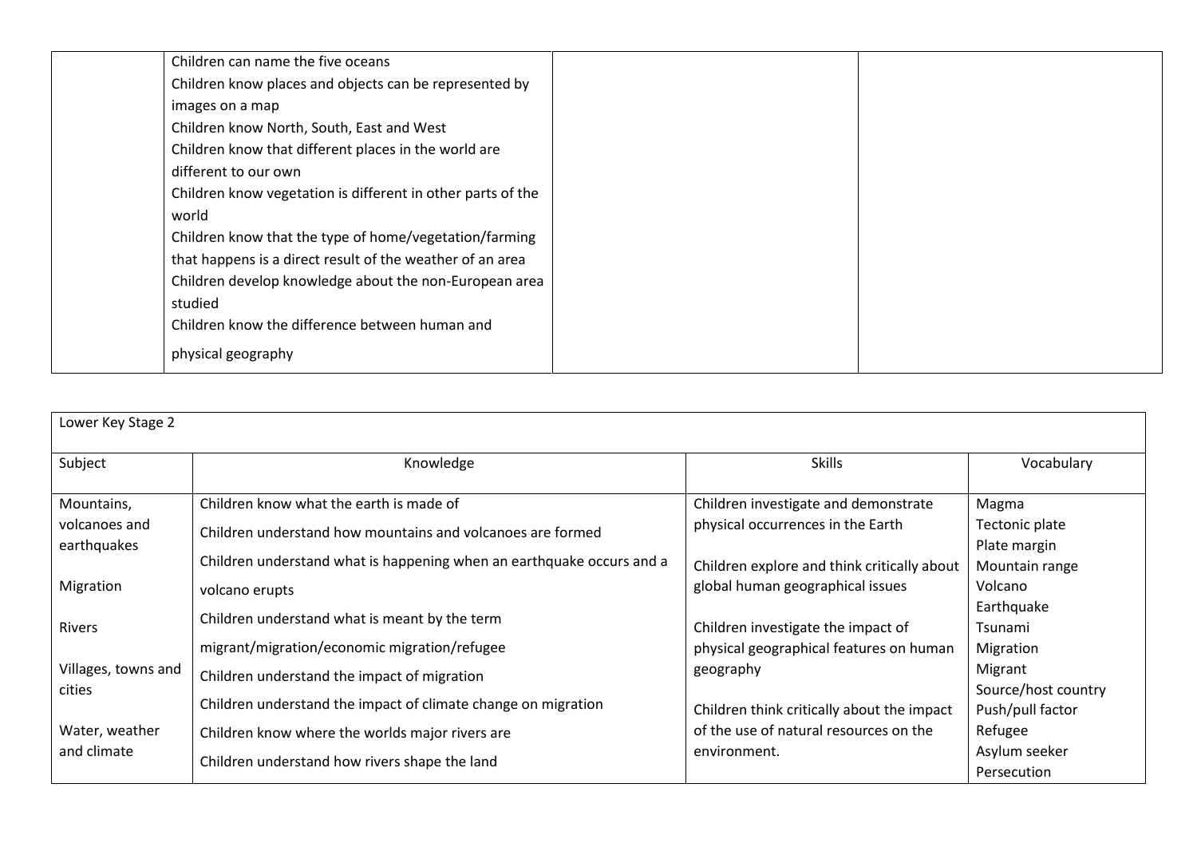| | | | |
|---|---|---|---|
| | Children can name the five oceans<br>Children know places and objects can be represented by images on a map<br>Children know North, South, East and West<br>Children know that different places in the world are different to our own<br>Children know vegetation is different in other parts of the world<br>Children know that the type of home/vegetation/farming that happens is a direct result of the weather of an area<br>Children develop knowledge about the non-European area studied<br>Children know the difference between human and physical geography | | |

| Lower Key Stage 2 | | | |
|---|---|---|---|
| Subject | Knowledge | Skills | Vocabulary |
| Mountains, volcanoes and earthquakes<br><br>Migration<br><br>Rivers<br><br>Villages, towns and cities<br><br>Water, weather and climate | Children know what the earth is made of<br>Children understand how mountains and volcanoes are formed<br>Children understand what is happening when an earthquake occurs and a volcano erupts<br>Children understand what is meant by the term migrant/migration/economic migration/refugee<br>Children understand the impact of migration<br>Children understand the impact of climate change on migration<br>Children know where the worlds major rivers are<br>Children understand how rivers shape the land | Children investigate and demonstrate physical occurrences in the Earth<br><br>Children explore and think critically about global human geographical issues<br><br>Children investigate the impact of physical geographical features on human geography<br><br>Children think critically about the impact of the use of natural resources on the environment. | Magma<br>Tectonic plate<br>Plate margin<br>Mountain range<br>Volcano<br>Earthquake<br>Tsunami<br>Migration<br>Migrant<br>Source/host country<br>Push/pull factor<br>Refugee<br>Asylum seeker<br>Persecution |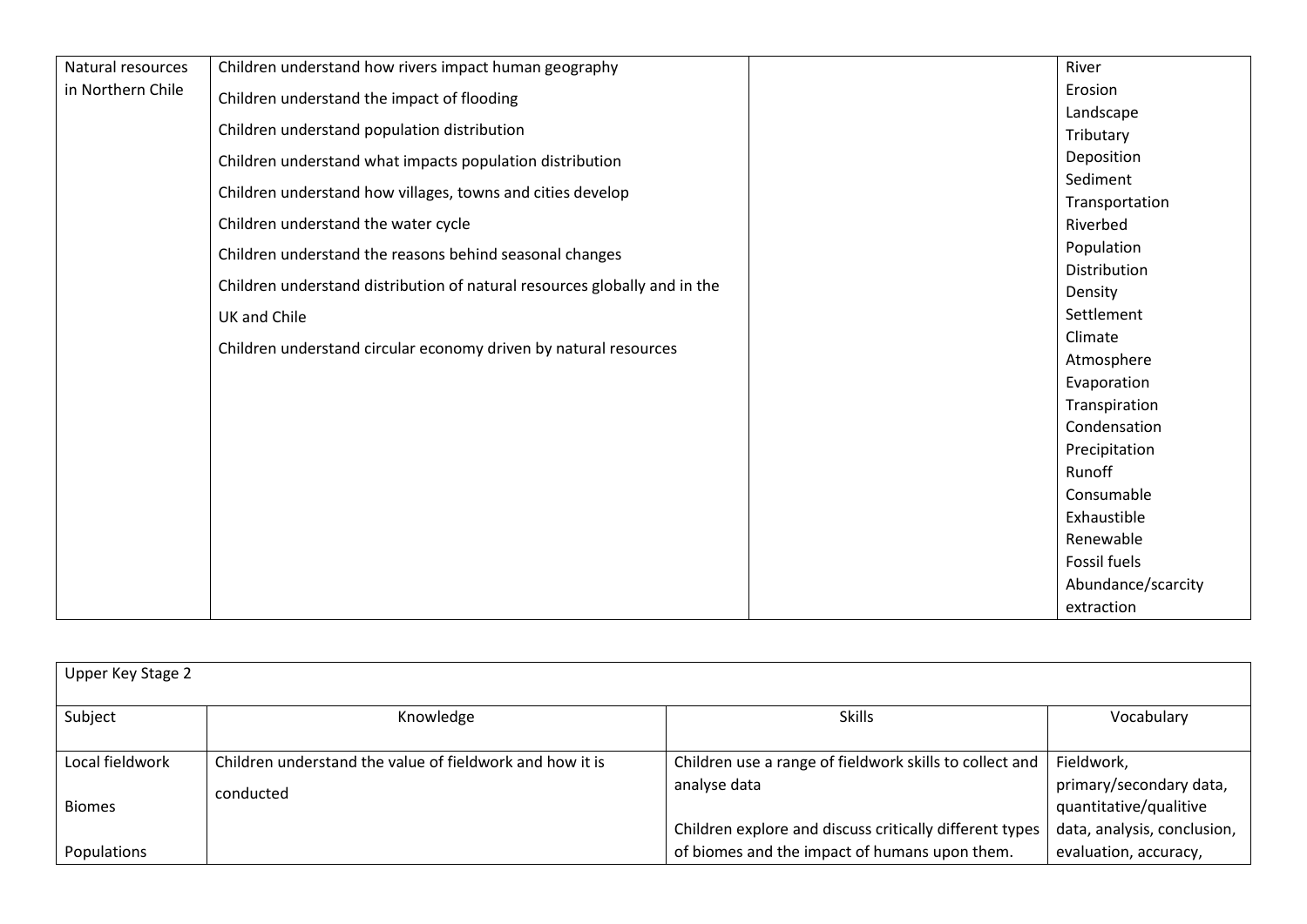| | | | |
|---|---|---|---|
| Natural resources in Northern Chile | Children understand how rivers impact human geography<br><br>Children understand the impact of flooding<br><br>Children understand population distribution<br><br>Children understand what impacts population distribution<br><br>Children understand how villages, towns and cities develop<br><br>Children understand the water cycle<br><br>Children understand the reasons behind seasonal changes<br><br>Children understand distribution of natural resources globally and in the UK and Chile<br><br>Children understand circular economy driven by natural resources | | River<br>Erosion<br>Landscape<br>Tributary<br>Deposition<br>Sediment<br>Transportation<br>Riverbed<br>Population<br>Distribution<br>Density<br>Settlement<br>Climate<br>Atmosphere<br>Evaporation<br>Transpiration<br>Condensation<br>Precipitation<br>Runoff<br>Consumable<br>Exhaustible<br>Renewable<br>Fossil fuels<br>Abundance/scarcity<br>extraction |

| Upper Key Stage 2 | | | |
|---|---|---|---|
| **Subject** | **Knowledge** | **Skills** | **Vocabulary** |
| Local fieldwork<br><br>Biomes<br><br>Populations | Children understand the value of fieldwork and how it is conducted | Children use a range of fieldwork skills to collect and analyse data<br><br>Children explore and discuss critically different types of biomes and the impact of humans upon them. | Fieldwork, primary/secondary data, quantitative/qualitive data, analysis, conclusion, evaluation, accuracy, |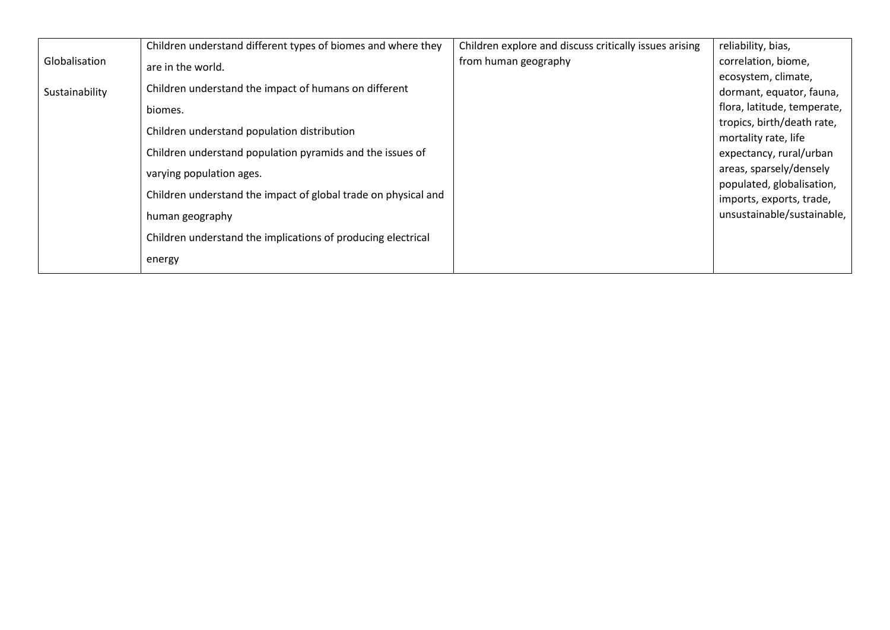| | | | |
|---|---|---|---|
| Globalisation<br><br>Sustainability | Children understand different types of biomes and where they are in the world.<br>Children understand the impact of humans on different biomes.<br>Children understand population distribution<br>Children understand population pyramids and the issues of varying population ages.<br>Children understand the impact of global trade on physical and human geography<br>Children understand the implications of producing electrical energy | Children explore and discuss critically issues arising from human geography | reliability, bias, correlation, biome, ecosystem, climate, dormant, equator, fauna, flora, latitude, temperate, tropics, birth/death rate, mortality rate, life expectancy, rural/urban areas, sparsely/densely populated, globalisation, imports, exports, trade, unsustainable/sustainable, |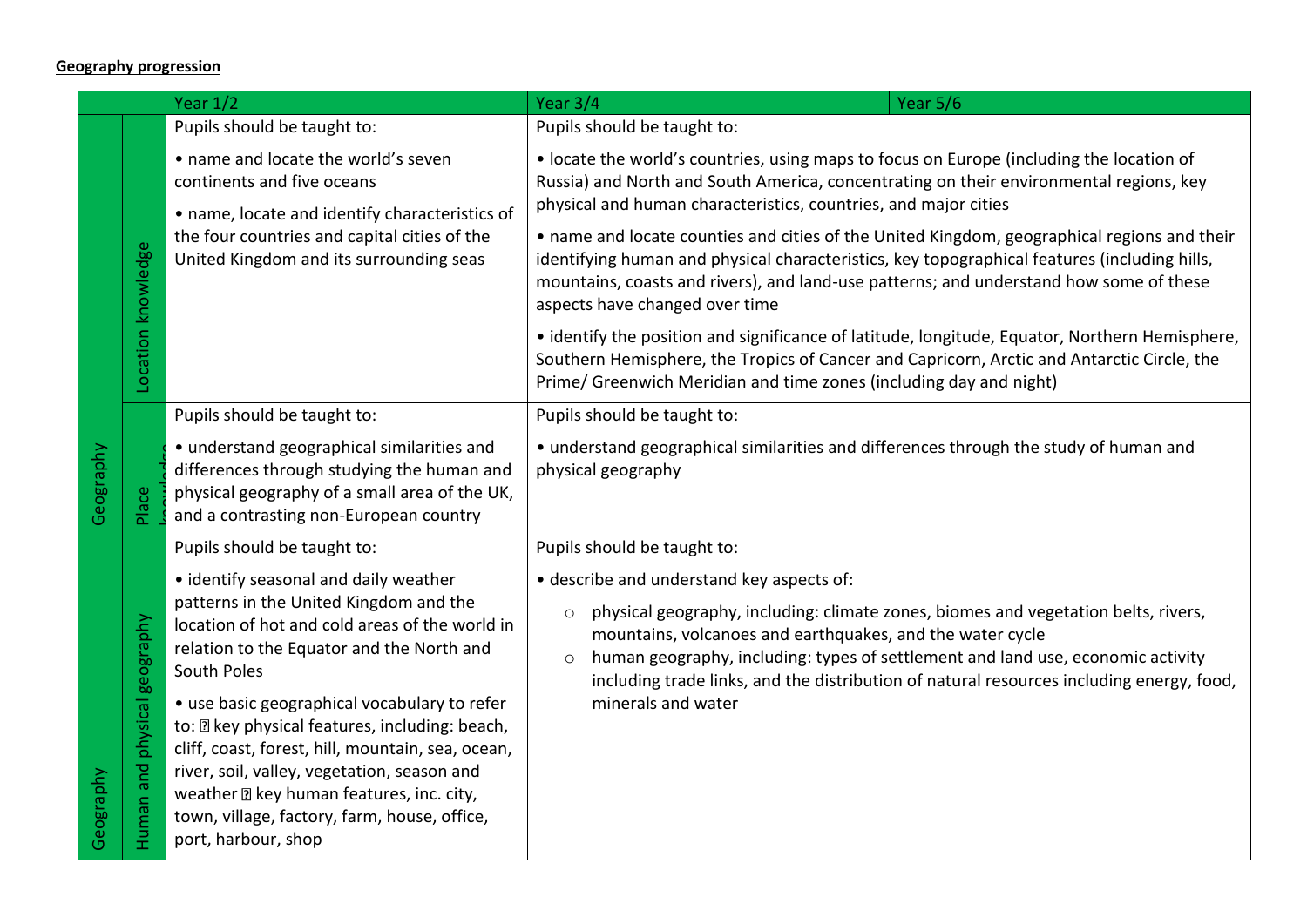**Geography progression**

| | | Year 1/2 | Year 3/4 | Year 5/6 |
|---|---|---|---|---|
| Geography | Location knowledge | Pupils should be taught to:<br><br>• name and locate the world's seven continents and five oceans<br><br>• name, locate and identify characteristics of the four countries and capital cities of the United Kingdom and its surrounding seas | Pupils should be taught to:<br><br>• locate the world's countries, using maps to focus on Europe (including the location of Russia) and North and South America, concentrating on their environmental regions, key physical and human characteristics, countries, and major cities<br><br>• name and locate counties and cities of the United Kingdom, geographical regions and their identifying human and physical characteristics, key topographical features (including hills, mountains, coasts and rivers), and land-use patterns; and understand how some of these aspects have changed over time<br><br>• identify the position and significance of latitude, longitude, Equator, Northern Hemisphere, Southern Hemisphere, the Tropics of Cancer and Capricorn, Arctic and Antarctic Circle, the Prime/ Greenwich Meridian and time zones (including day and night) | |
| Geography | Place knowledge | Pupils should be taught to:<br><br>• understand geographical similarities and differences through studying the human and physical geography of a small area of the UK, and a contrasting non-European country | Pupils should be taught to:<br><br>• understand geographical similarities and differences through the study of human and physical geography | |
| Geography | Human and physical geography | Pupils should be taught to:<br><br>• identify seasonal and daily weather patterns in the United Kingdom and the location of hot and cold areas of the world in relation to the Equator and the North and South Poles<br><br>• use basic geographical vocabulary to refer to: key physical features, including: beach, cliff, coast, forest, hill, mountain, sea, ocean, river, soil, valley, vegetation, season and weather key human features, inc. city, town, village, factory, farm, house, office, port, harbour, shop | Pupils should be taught to:<br><br>• describe and understand key aspects of:<br><br>○ physical geography, including: climate zones, biomes and vegetation belts, rivers, mountains, volcanoes and earthquakes, and the water cycle<br>○ human geography, including: types of settlement and land use, economic activity including trade links, and the distribution of natural resources including energy, food, minerals and water | |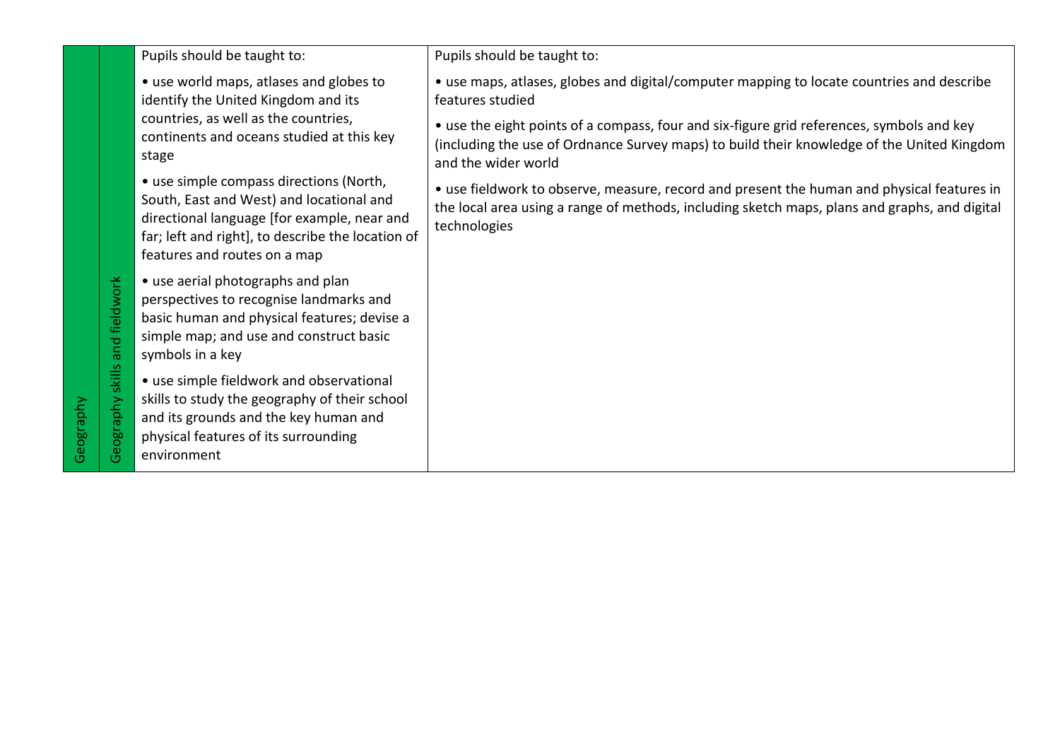| | | | |
|---|---|---|---|
| Geography | Geography skills and fieldwork | Pupils should be taught to:<br><br>• use world maps, atlases and globes to identify the United Kingdom and its countries, as well as the countries, continents and oceans studied at this key stage<br><br>• use simple compass directions (North, South, East and West) and locational and directional language [for example, near and far; left and right], to describe the location of features and routes on a map<br><br>• use aerial photographs and plan perspectives to recognise landmarks and basic human and physical features; devise a simple map; and use and construct basic symbols in a key<br><br>• use simple fieldwork and observational skills to study the geography of their school and its grounds and the key human and physical features of its surrounding environment | Pupils should be taught to:<br><br>• use maps, atlases, globes and digital/computer mapping to locate countries and describe features studied<br><br>• use the eight points of a compass, four and six-figure grid references, symbols and key (including the use of Ordnance Survey maps) to build their knowledge of the United Kingdom and the wider world<br><br>• use fieldwork to observe, measure, record and present the human and physical features in the local area using a range of methods, including sketch maps, plans and graphs, and digital technologies |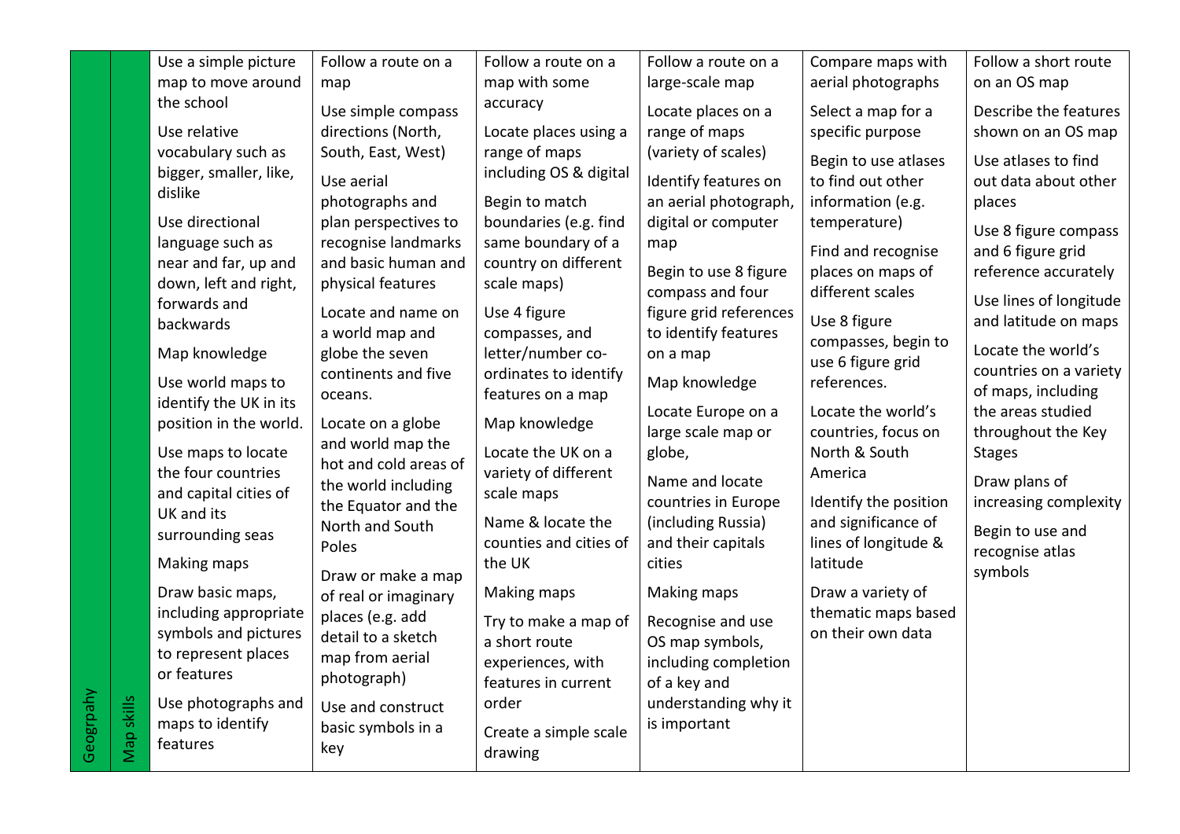| Geogrpahy | Map skills | Use a simple picture map to move around the school<br>Use relative vocabulary such as bigger, smaller, like, dislike<br>Use directional language such as near and far, up and down, left and right, forwards and backwards<br>Map knowledge<br>Use world maps to identify the UK in its position in the world.<br>Use maps to locate the four countries and capital cities of UK and its surrounding seas<br>Making maps<br>Draw basic maps, including appropriate symbols and pictures to represent places or features<br>Use photographs and maps to identify features | Follow a route on a map<br>Use simple compass directions (North, South, East, West)<br>Use aerial photographs and plan perspectives to recognise landmarks and basic human and physical features<br>Locate and name on a world map and globe the seven continents and five oceans.<br>Locate on a globe and world map the hot and cold areas of the world including the Equator and the North and South Poles<br>Draw or make a map of real or imaginary places (e.g. add detail to a sketch map from aerial photograph)<br>Use and construct basic symbols in a key | Follow a route on a map with some accuracy<br>Locate places using a range of maps including OS & digital<br>Begin to match boundaries (e.g. find same boundary of a country on different scale maps)<br>Use 4 figure compasses, and letter/number co-ordinates to identify features on a map<br>Map knowledge<br>Locate the UK on a variety of different scale maps<br>Name & locate the counties and cities of the UK<br>Making maps<br>Try to make a map of a short route experiences, with features in current order<br>Create a simple scale drawing | Follow a route on a large-scale map<br>Locate places on a range of maps (variety of scales)<br>Identify features on an aerial photograph, digital or computer map<br>Begin to use 8 figure compass and four figure grid references to identify features on a map<br>Map knowledge<br>Locate Europe on a large scale map or globe,<br>Name and locate countries in Europe (including Russia) and their capitals cities<br>Making maps<br>Recognise and use OS map symbols, including completion of a key and understanding why it is important | Compare maps with aerial photographs<br>Select a map for a specific purpose<br>Begin to use atlases to find out other information (e.g. temperature)<br>Find and recognise places on maps of different scales<br>Use 8 figure compasses, begin to use 6 figure grid references.<br>Locate the world's countries, focus on North & South America<br>Identify the position and significance of lines of longitude & latitude<br>Draw a variety of thematic maps based on their own data | Follow a short route on an OS map<br>Describe the features shown on an OS map<br>Use atlases to find out data about other places<br>Use 8 figure compass and 6 figure grid reference accurately<br>Use lines of longitude and latitude on maps<br>Locate the world's countries on a variety of maps, including the areas studied throughout the Key Stages<br>Draw plans of increasing complexity<br>Begin to use and recognise atlas symbols |
|---|---|---|---|---|---|---|---|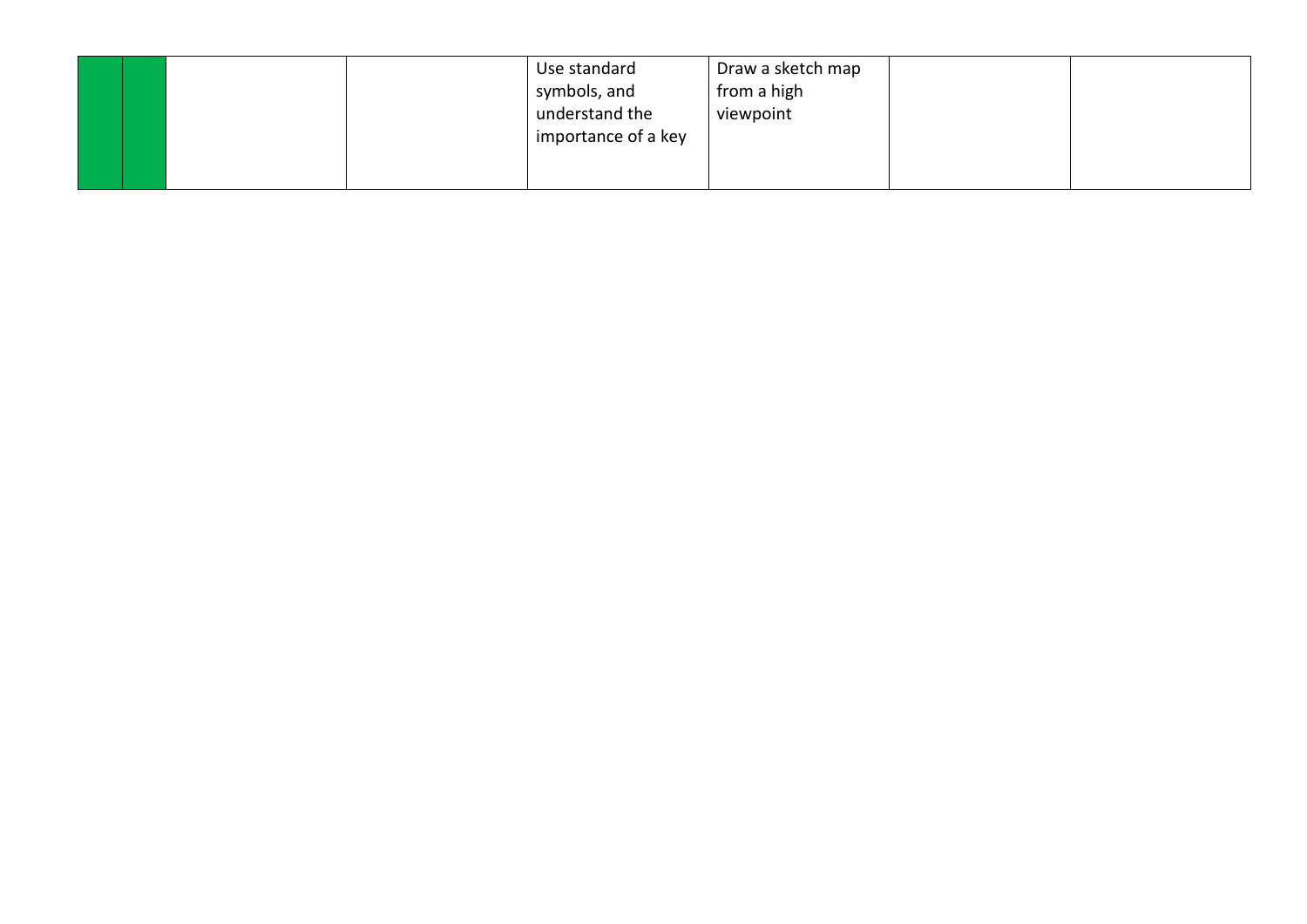| | | | | | | | |
|---|---|---|---|---|---|---|---|
| | | | | Use standard symbols, and understand the importance of a key | Draw a sketch map from a high viewpoint | | |